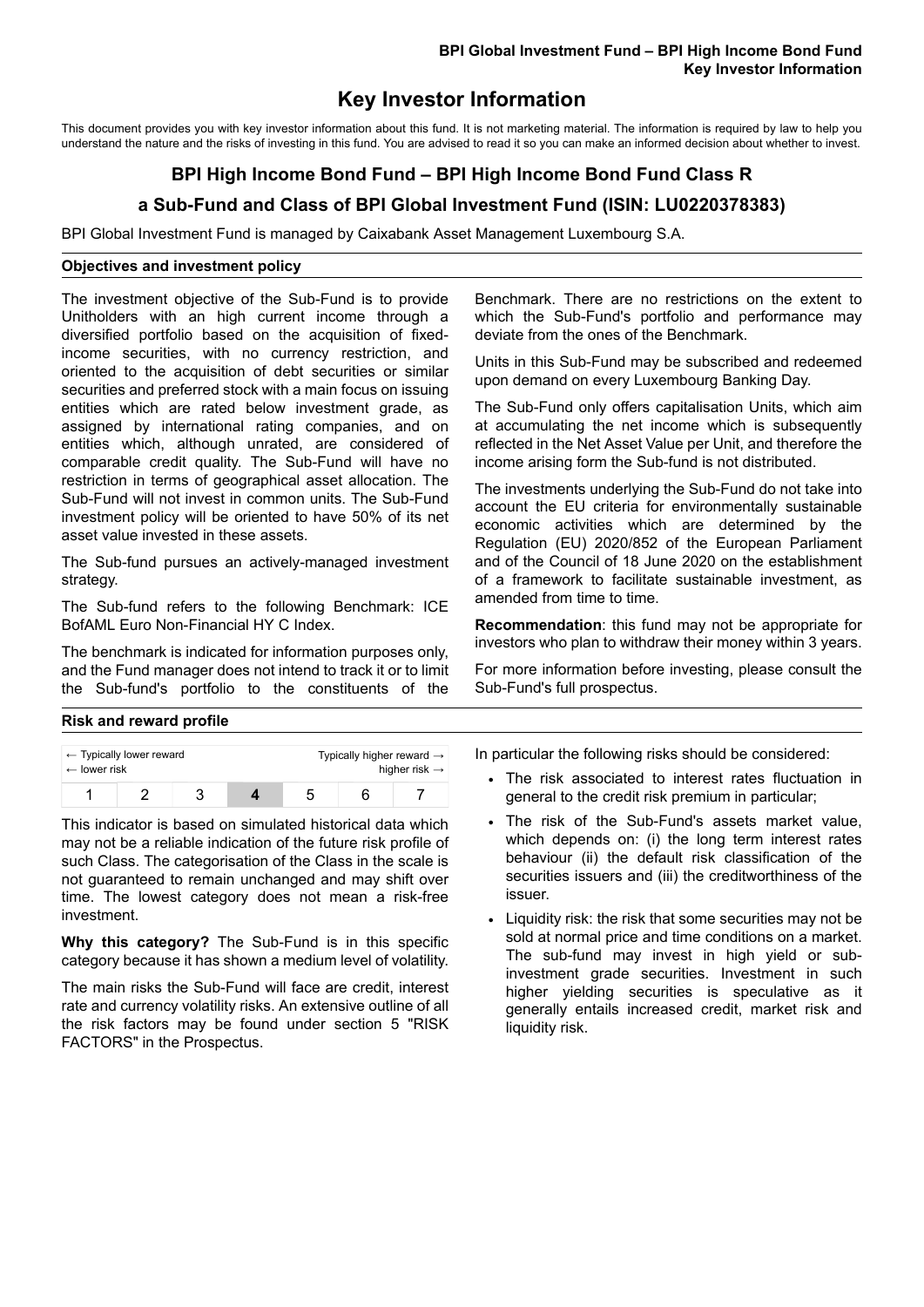# Key Investor Information

This document provides you with key investor information about this fund. It is not marketing material. The information is required by law to help you understand the nature and the risks of investing in this fund. You are advised to read it so you can make an informed decision about whether to invest.

## BPI High Income Bond Fund – BPI High Income Bond Fund Class R

## a Sub-Fund and Class of BPI Global Investment Fund (ISIN: LU0220378383)

BPI Global Investment Fund is managed by Caixabank Asset Management Luxembourg S.A.

### Objectives and investment policy

The investment objective of the Sub-Fund is to provide Unitholders with an high current income through a diversified portfolio based on the acquisition of fixed-income securities, with no currency restriction, and oriented to the acquisition of debt securities or similar securities and preferred stock with a main focus on issuing entities which are rated below investment grade, as assigned by international rating companies, and on entities which, although unrated, are considered of comparable credit quality. The Sub-Fund will have no restriction in terms of geographical asset allocation. The Sub-Fund will not invest in common units. The Sub-Fund investment policy will be oriented to have 50% of its net asset value invested in these assets.

The Sub-fund pursues an actively-managed investment strategy.

The Sub-fund refers to the following Benchmark: ICE BofAML Euro Non-Financial HY C Index.

The benchmark is indicated for information purposes only, and the Fund manager does not intend to track it or to limit the Sub-fund's portfolio to the constituents of the Benchmark. There are no restrictions on the extent to which the Sub-Fund's portfolio and performance may deviate from the ones of the Benchmark.

Units in this Sub-Fund may be subscribed and redeemed upon demand on every Luxembourg Banking Day.

The Sub-Fund only offers capitalisation Units, which aim at accumulating the net income which is subsequently reflected in the Net Asset Value per Unit, and therefore the income arising form the Sub-fund is not distributed.

The investments underlying the Sub-Fund do not take into account the EU criteria for environmentally sustainable economic activities which are determined by the Regulation (EU) 2020/852 of the European Parliament and of the Council of 18 June 2020 on the establishment of a framework to facilitate sustainable investment, as amended from time to time.

**Recommendation**: this fund may not be appropriate for investors who plan to withdraw their money within 3 years.

For more information before investing, please consult the Sub-Fund's full prospectus.

### Risk and reward profile

| ← Typically lower reward<br>← lower risk | | | | | | Typically higher reward →<br>higher risk → |
|---|---|---|---|---|---|---|
| 1 | 2 | 3 | **4** | 5 | 6 | 7 |

This indicator is based on simulated historical data which may not be a reliable indication of the future risk profile of such Class. The categorisation of the Class in the scale is not guaranteed to remain unchanged and may shift over time. The lowest category does not mean a risk-free investment.

**Why this category?** The Sub-Fund is in this specific category because it has shown a medium level of volatility.

The main risks the Sub-Fund will face are credit, interest rate and currency volatility risks. An extensive outline of all the risk factors may be found under section 5 "RISK FACTORS" in the Prospectus.

In particular the following risks should be considered:

- The risk associated to interest rates fluctuation in general to the credit risk premium in particular;
- The risk of the Sub-Fund's assets market value, which depends on: (i) the long term interest rates behaviour (ii) the default risk classification of the securities issuers and (iii) the creditworthiness of the issuer.
- Liquidity risk: the risk that some securities may not be sold at normal price and time conditions on a market. The sub-fund may invest in high yield or sub-investment grade securities. Investment in such higher yielding securities is speculative as it generally entails increased credit, market risk and liquidity risk.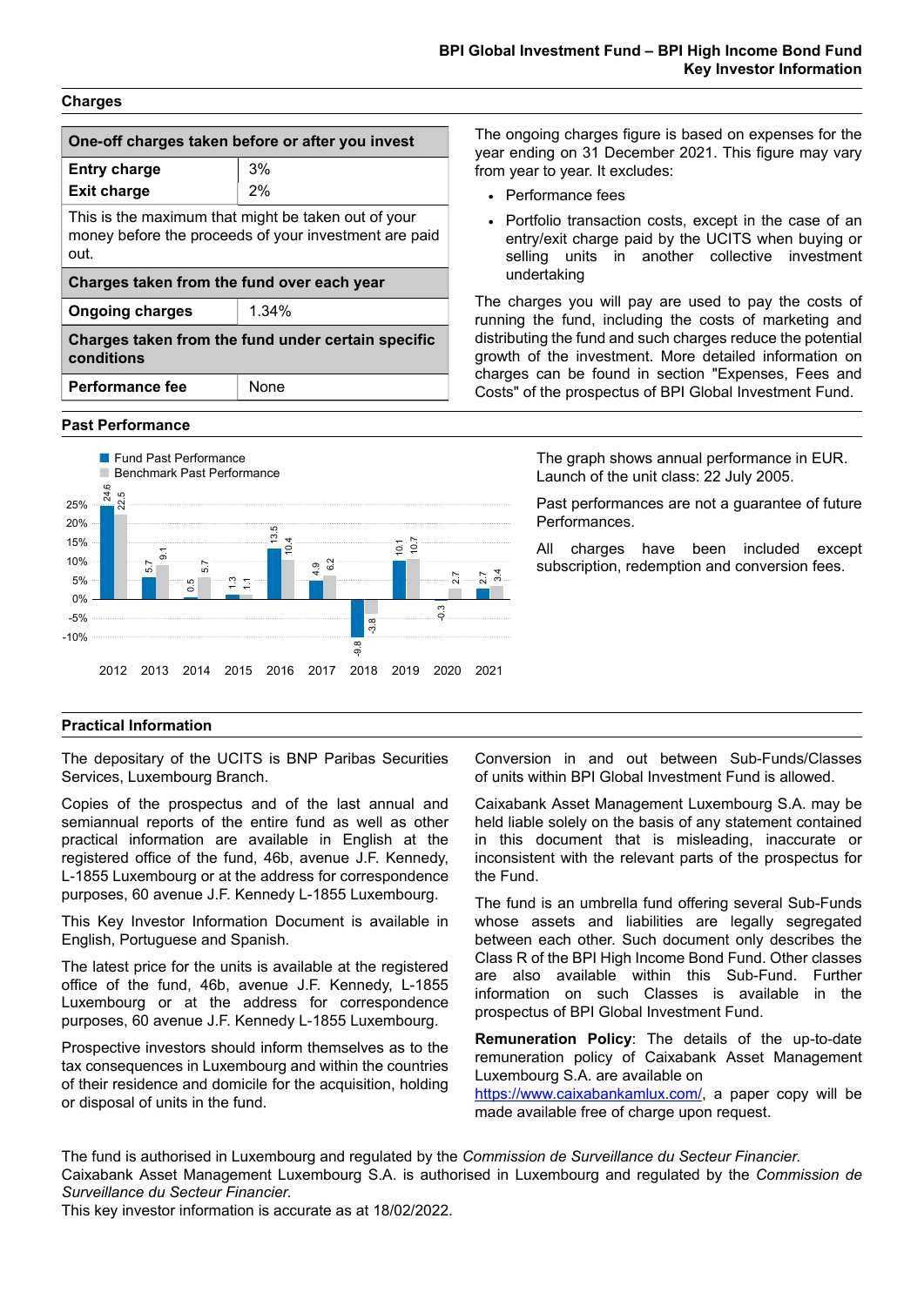## Charges

| One-off charges taken before or after you invest | |
|---|---|
| **Entry charge** | 3% |
| **Exit charge** | 2% |
| This is the maximum that might be taken out of your money before the proceeds of your investment are paid out. | |
| **Charges taken from the fund over each year** | |
| **Ongoing charges** | 1.34% |
| **Charges taken from the fund under certain specific conditions** | |
| **Performance fee** | None |

The ongoing charges figure is based on expenses for the year ending on 31 December 2021. This figure may vary from year to year. It excludes:

- Performance fees
- Portfolio transaction costs, except in the case of an entry/exit charge paid by the UCITS when buying or selling units in another collective investment undertaking

The charges you will pay are used to pay the costs of running the fund, including the costs of marketing and distributing the fund and such charges reduce the potential growth of the investment. More detailed information on charges can be found in section "Expenses, Fees and Costs" of the prospectus of BPI Global Investment Fund.

## Past Performance

Fund Past Performance
Benchmark Past Performance

25%
20%
15%
10%
5%
0%
-5%
-10%

2012: 24.6, 22.5
2013: 5.7, 9.1
2014: 0.5, 5.7
2015: 1.3, 1.1
2016: 13.5, 10.4
2017: 4.9, 6.2
2018: -9.8, -3.8
2019: 10.1, 10.7
2020: -0.3, 2.7
2021: 2.7, 3.4

The graph shows annual performance in EUR.
Launch of the unit class: 22 July 2005.

Past performances are not a guarantee of future Performances.

All charges have been included except subscription, redemption and conversion fees.

## Practical Information

The depositary of the UCITS is BNP Paribas Securities Services, Luxembourg Branch.

Copies of the prospectus and of the last annual and semiannual reports of the entire fund as well as other practical information are available in English at the registered office of the fund, 46b, avenue J.F. Kennedy, L-1855 Luxembourg or at the address for correspondence purposes, 60 avenue J.F. Kennedy L-1855 Luxembourg.

This Key Investor Information Document is available in English, Portuguese and Spanish.

The latest price for the units is available at the registered office of the fund, 46b, avenue J.F. Kennedy, L-1855 Luxembourg or at the address for correspondence purposes, 60 avenue J.F. Kennedy L-1855 Luxembourg.

Prospective investors should inform themselves as to the tax consequences in Luxembourg and within the countries of their residence and domicile for the acquisition, holding or disposal of units in the fund.

Conversion in and out between Sub-Funds/Classes of units within BPI Global Investment Fund is allowed.

Caixabank Asset Management Luxembourg S.A. may be held liable solely on the basis of any statement contained in this document that is misleading, inaccurate or inconsistent with the relevant parts of the prospectus for the Fund.

The fund is an umbrella fund offering several Sub-Funds whose assets and liabilities are legally segregated between each other. Such document only describes the Class R of the BPI High Income Bond Fund. Other classes are also available within this Sub-Fund. Further information on such Classes is available in the prospectus of BPI Global Investment Fund.

**Remuneration Policy**: The details of the up-to-date remuneration policy of Caixabank Asset Management Luxembourg S.A. are available on https://www.caixabankamlux.com/, a paper copy will be made available free of charge upon request.

The fund is authorised in Luxembourg and regulated by the *Commission de Surveillance du Secteur Financier*.
Caixabank Asset Management Luxembourg S.A. is authorised in Luxembourg and regulated by the *Commission de Surveillance du Secteur Financier*.
This key investor information is accurate as at 18/02/2022.